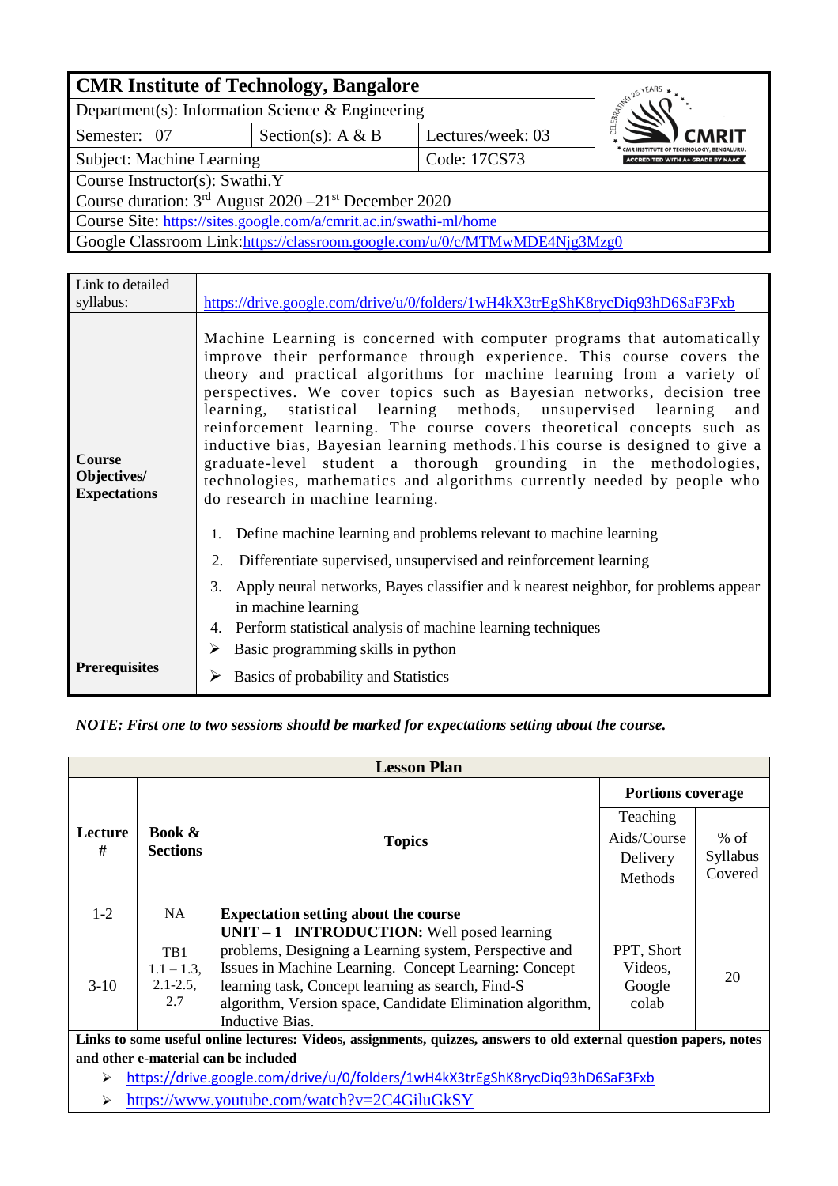| CMR Institute of Technology, Bangalore | | |
|---|---|---|
| Department(s): Information Science & Engineering | | |
| Semester: 07 | Section(s): A & B | Lectures/week: 03 |
| Subject: Machine Learning | | Code: 17CS73 |
| Course Instructor(s): Swathi.Y | | |
| Course duration: 3rd August 2020 –21st December 2020 | | |
| Course Site: https://sites.google.com/a/cmrit.ac.in/swathi-ml/home | | |
| Google Classroom Link:https://classroom.google.com/u/0/c/MTMwMDE4Njg3Mzg0 | | |

| | |
|---|---|
| Link to detailed syllabus: | https://drive.google.com/drive/u/0/folders/1wH4kX3trEgShK8rycDiq93hD6SaF3Fxb |
| **Course Objectives/ Expectations** | Machine Learning is concerned with computer programs that automatically improve their performance through experience. This course covers the theory and practical algorithms for machine learning from a variety of perspectives. We cover topics such as Bayesian networks, decision tree learning, statistical learning methods, unsupervised learning and reinforcement learning. The course covers theoretical concepts such as inductive bias, Bayesian learning methods.This course is designed to give a graduate-level student a thorough grounding in the methodologies, technologies, mathematics and algorithms currently needed by people who do research in machine learning.<br><br>1. Define machine learning and problems relevant to machine learning<br>2. Differentiate supervised, unsupervised and reinforcement learning<br>3. Apply neural networks, Bayes classifier and k nearest neighbor, for problems appear in machine learning<br>4. Perform statistical analysis of machine learning techniques |
| **Prerequisites** | ➢ Basic programming skills in python<br>➢ Basics of probability and Statistics |

***NOTE: First one to two sessions should be marked for expectations setting about the course.***

| **Lesson Plan** | | | | |
|---|---|---|---|---|
| **Lecture #** | **Book & Sections** | **Topics** | **Portions coverage** | |
| | | | Teaching Aids/Course Delivery Methods | % of Syllabus Covered |
| 1-2 | NA | **Expectation setting about the course** | | |
| 3-10 | TB1 1.1 – 1.3, 2.1-2.5, 2.7 | **UNIT – 1 INTRODUCTION:** Well posed learning problems, Designing a Learning system, Perspective and Issues in Machine Learning. Concept Learning: Concept learning task, Concept learning as search, Find-S algorithm, Version space, Candidate Elimination algorithm, Inductive Bias. | PPT, Short Videos, Google colab | 20 |

**Links to some useful online lectures: Videos, assignments, quizzes, answers to old external question papers, notes and other e-material can be included**

- ➢ https://drive.google.com/drive/u/0/folders/1wH4kX3trEgShK8rycDiq93hD6SaF3Fxb
- ➢ https://www.youtube.com/watch?v=2C4GiluGkSY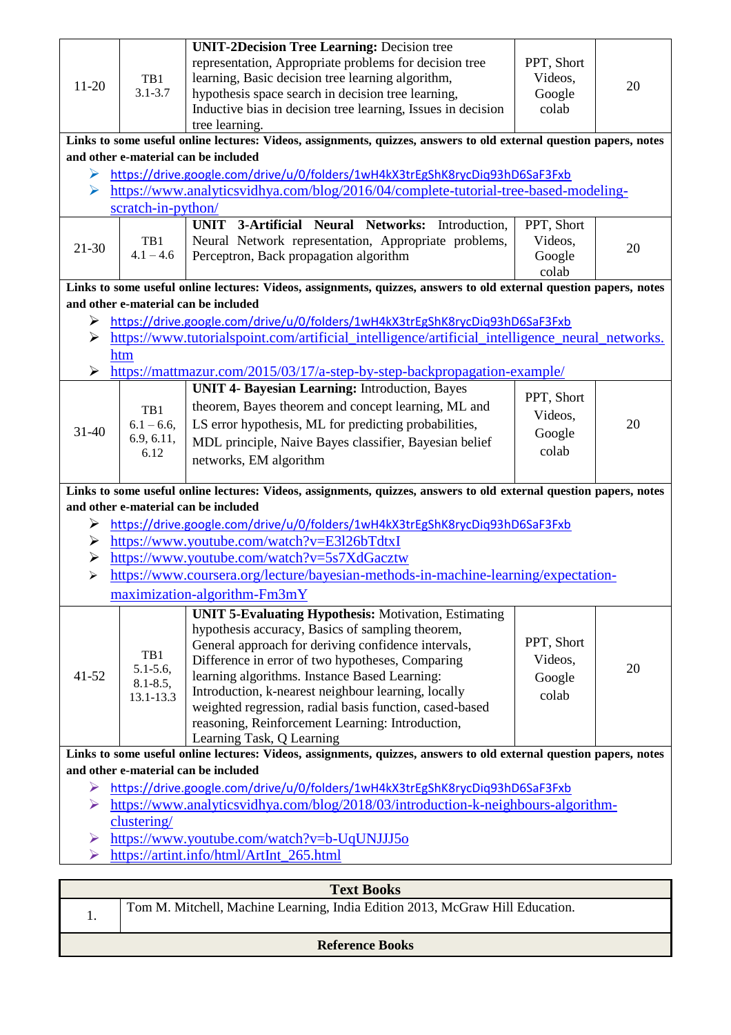| | | | | |
|---|---|---|---|---|
| 11-20 | TB1 3.1-3.7 | **UNIT-2Decision Tree Learning:** Decision tree representation, Appropriate problems for decision tree learning, Basic decision tree learning algorithm, hypothesis space search in decision tree learning, Inductive bias in decision tree learning, Issues in decision tree learning. | PPT, Short Videos, Google colab | 20 |

**Links to some useful online lectures: Videos, assignments, quizzes, answers to old external question papers, notes and other e-material can be included**

- https://drive.google.com/drive/u/0/folders/1wH4kX3trEgShK8rycDiq93hD6SaF3Fxb
- https://www.analyticsvidhya.com/blog/2016/04/complete-tutorial-tree-based-modeling-scratch-in-python/

| | | | | |
|---|---|---|---|---|
| 21-30 | TB1 4.1 – 4.6 | **UNIT 3-Artificial Neural Networks:** Introduction, Neural Network representation, Appropriate problems, Perceptron, Back propagation algorithm | PPT, Short Videos, Google colab | 20 |

**Links to some useful online lectures: Videos, assignments, quizzes, answers to old external question papers, notes and other e-material can be included**

- https://drive.google.com/drive/u/0/folders/1wH4kX3trEgShK8rycDiq93hD6SaF3Fxb
- https://www.tutorialspoint.com/artificial_intelligence/artificial_intelligence_neural_networks.htm
- https://mattmazur.com/2015/03/17/a-step-by-step-backpropagation-example/

| | | | | |
|---|---|---|---|---|
| 31-40 | TB1 6.1 – 6.6, 6.9, 6.11, 6.12 | **UNIT 4- Bayesian Learning:** Introduction, Bayes theorem, Bayes theorem and concept learning, ML and LS error hypothesis, ML for predicting probabilities, MDL principle, Naive Bayes classifier, Bayesian belief networks, EM algorithm | PPT, Short Videos, Google colab | 20 |

**Links to some useful online lectures: Videos, assignments, quizzes, answers to old external question papers, notes and other e-material can be included**

- https://drive.google.com/drive/u/0/folders/1wH4kX3trEgShK8rycDiq93hD6SaF3Fxb
- https://www.youtube.com/watch?v=E3l26bTdtxI
- https://www.youtube.com/watch?v=5s7XdGacztw
- https://www.coursera.org/lecture/bayesian-methods-in-machine-learning/expectation-maximization-algorithm-Fm3mY

| | | | | |
|---|---|---|---|---|
| 41-52 | TB1 5.1-5.6, 8.1-8.5, 13.1-13.3 | **UNIT 5-Evaluating Hypothesis:** Motivation, Estimating hypothesis accuracy, Basics of sampling theorem, General approach for deriving confidence intervals, Difference in error of two hypotheses, Comparing learning algorithms. Instance Based Learning: Introduction, k-nearest neighbour learning, locally weighted regression, radial basis function, cased-based reasoning, Reinforcement Learning: Introduction, Learning Task, Q Learning | PPT, Short Videos, Google colab | 20 |

**Links to some useful online lectures: Videos, assignments, quizzes, answers to old external question papers, notes and other e-material can be included**

- https://drive.google.com/drive/u/0/folders/1wH4kX3trEgShK8rycDiq93hD6SaF3Fxb
- https://www.analyticsvidhya.com/blog/2018/03/introduction-k-neighbours-algorithm-clustering/
- https://www.youtube.com/watch?v=b-UqUNJJJ5o
- https://artint.info/html/ArtInt_265.html

| **Text Books** | |
|---|---|
| 1. | Tom M. Mitchell, Machine Learning, India Edition 2013, McGraw Hill Education. |

**Reference Books**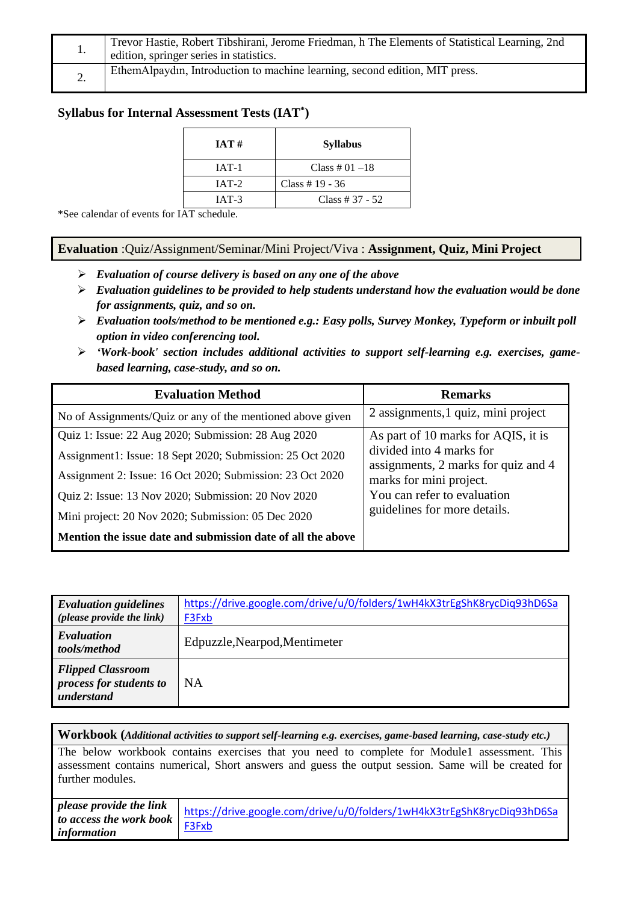| | |
|---|---|
| 1. | Trevor Hastie, Robert Tibshirani, Jerome Friedman, h The Elements of Statistical Learning, 2nd edition, springer series in statistics. |
| 2. | EthemAlpaydın, Introduction to machine learning, second edition, MIT press. |

### Syllabus for Internal Assessment Tests (IAT*)

| IAT # | Syllabus |
|---|---|
| IAT-1 | Class # 01 –18 |
| IAT-2 | Class # 19 - 36 |
| IAT-3 | Class # 37 - 52 |

*See calendar of events for IAT schedule.

**Evaluation** :Quiz/Assignment/Seminar/Mini Project/Viva : **Assignment, Quiz, Mini Project**

- ***Evaluation of course delivery is based on any one of the above***
- ***Evaluation guidelines to be provided to help students understand how the evaluation would be done for assignments, quiz, and so on.***
- ***Evaluation tools/method to be mentioned e.g.: Easy polls, Survey Monkey, Typeform or inbuilt poll option in video conferencing tool.***
- ***'Work-book' section includes additional activities to support self-learning e.g. exercises, game-based learning, case-study, and so on.***

| Evaluation Method | Remarks |
|---|---|
| No of Assignments/Quiz or any of the mentioned above given | 2 assignments,1 quiz, mini project |
| Quiz 1: Issue: 22 Aug 2020; Submission: 28 Aug 2020<br>Assignment1: Issue: 18 Sept 2020; Submission: 25 Oct 2020<br>Assignment 2: Issue: 16 Oct 2020; Submission: 23 Oct 2020<br>Quiz 2: Issue: 13 Nov 2020; Submission: 20 Nov 2020<br>Mini project: 20 Nov 2020; Submission: 05 Dec 2020<br>**Mention the issue date and submission date of all the above** | As part of 10 marks for AQIS, it is divided into 4 marks for assignments, 2 marks for quiz and 4 marks for mini project.<br>You can refer to evaluation guidelines for more details. |

| | |
|---|---|
| ***Evaluation guidelines (please provide the link)*** | https://drive.google.com/drive/u/0/folders/1wH4kX3trEgShK8rycDiq93hD6SaF3Fxb |
| ***Evaluation tools/method*** | Edpuzzle,Nearpod,Mentimeter |
| ***Flipped Classroom process for students to understand*** | NA |

**Workbook (*Additional activities to support self-learning e.g. exercises, game-based learning, case-study etc.*)**

The below workbook contains exercises that you need to complete for Module1 assessment. This assessment contains numerical, Short answers and guess the output session. Same will be created for further modules.

| | |
|---|---|
| ***please provide the link to access the work book information*** | https://drive.google.com/drive/u/0/folders/1wH4kX3trEgShK8rycDiq93hD6SaF3Fxb |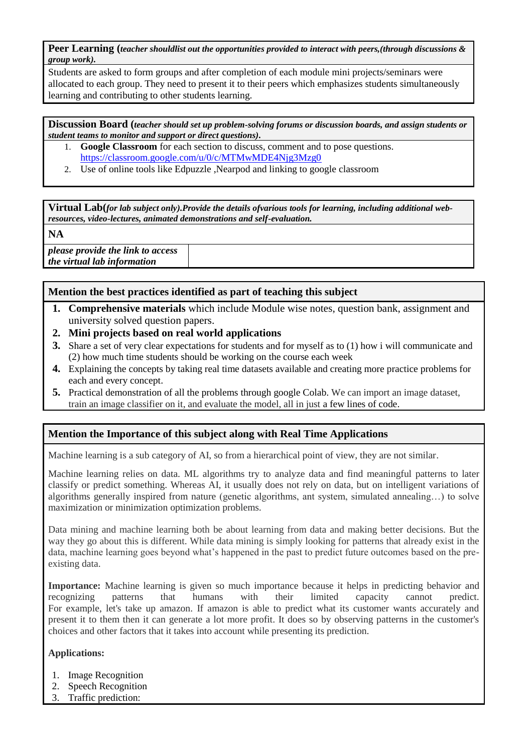**Peer Learning (*teacher shouldlist out the opportunities provided to interact with peers,(through discussions & group work).***

Students are asked to form groups and after completion of each module mini projects/seminars were allocated to each group. They need to present it to their peers which emphasizes students simultaneously learning and contributing to other students learning.

**Discussion Board (*teacher should set up problem-solving forums or discussion boards, and assign students or student teams to monitor and support or direct questions).***

1. **Google Classroom** for each section to discuss, comment and to pose questions. https://classroom.google.com/u/0/c/MTMwMDE4Njg3Mzg0
2. Use of online tools like Edpuzzle ,Nearpod and linking to google classroom

**Virtual Lab(*for lab subject only).Provide the details ofvarious tools for learning, including additional web-resources, video-lectures, animated demonstrations and self-evaluation.***

**NA**

| *please provide the link to access the virtual lab information* | |
|---|---|

**Mention the best practices identified as part of teaching this subject**

1. **Comprehensive materials** which include Module wise notes, question bank, assignment and university solved question papers.
2. **Mini projects based on real world applications**
3. Share a set of very clear expectations for students and for myself as to (1) how i will communicate and (2) how much time students should be working on the course each week
4. Explaining the concepts by taking real time datasets available and creating more practice problems for each and every concept.
5. Practical demonstration of all the problems through google Colab. We can import an image dataset, train an image classifier on it, and evaluate the model, all in just a few lines of code.

**Mention the Importance of this subject along with Real Time Applications**

Machine learning is a sub category of AI, so from a hierarchical point of view, they are not similar.

Machine learning relies on data. ML algorithms try to analyze data and find meaningful patterns to later classify or predict something. Whereas AI, it usually does not rely on data, but on intelligent variations of algorithms generally inspired from nature (genetic algorithms, ant system, simulated annealing…) to solve maximization or minimization optimization problems.

Data mining and machine learning both be about learning from data and making better decisions. But the way they go about this is different. While data mining is simply looking for patterns that already exist in the data, machine learning goes beyond what's happened in the past to predict future outcomes based on the pre-existing data.

**Importance:** Machine learning is given so much importance because it helps in predicting behavior and recognizing patterns that humans with their limited capacity cannot predict. For example, let's take up amazon. If amazon is able to predict what its customer wants accurately and present it to them then it can generate a lot more profit. It does so by observing patterns in the customer's choices and other factors that it takes into account while presenting its prediction.

**Applications:**

1. Image Recognition
2. Speech Recognition
3. Traffic prediction: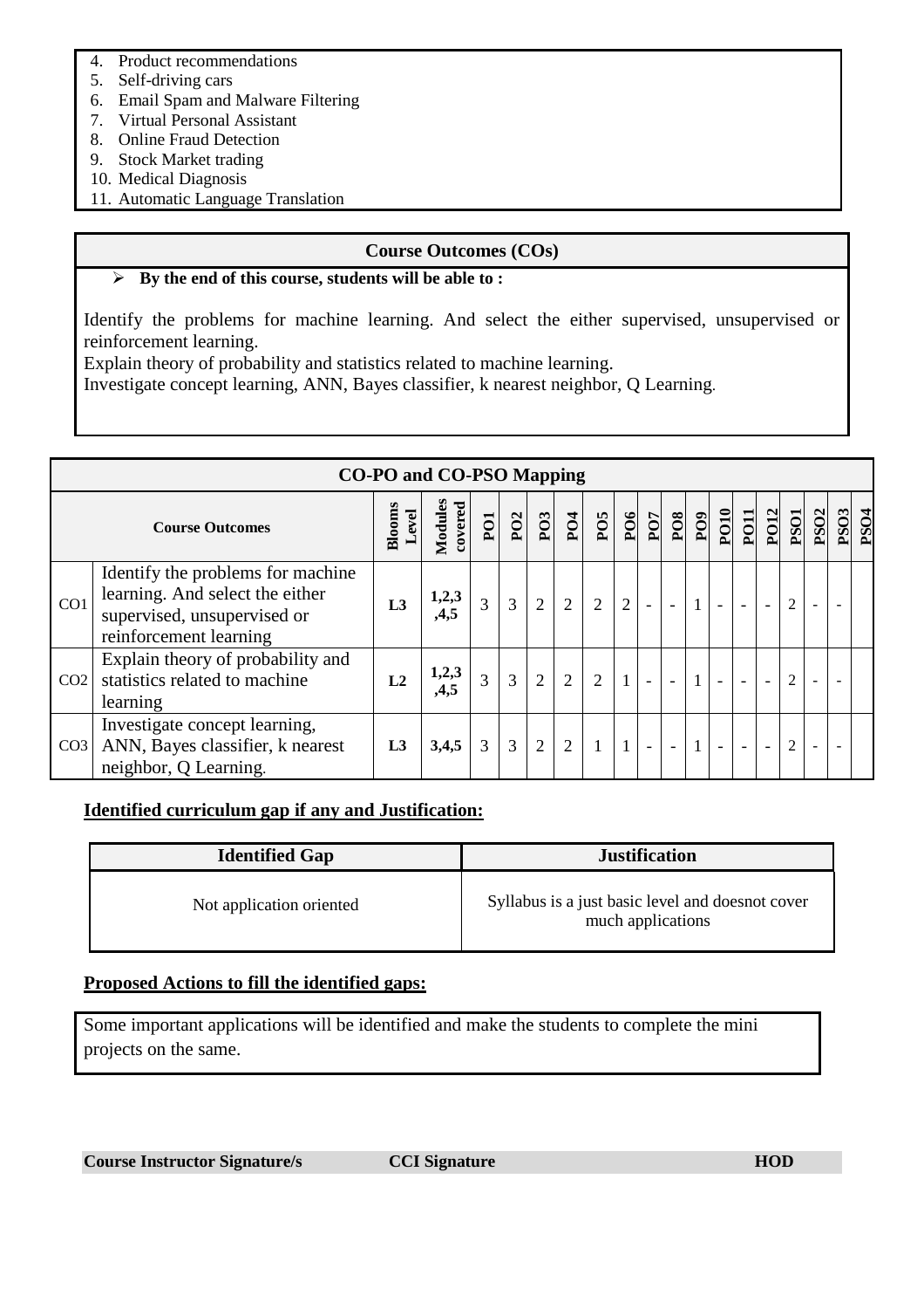4. Product recommendations
5. Self-driving cars
6. Email Spam and Malware Filtering
7. Virtual Personal Assistant
8. Online Fraud Detection
9. Stock Market trading
10. Medical Diagnosis
11. Automatic Language Translation

## Course Outcomes (COs)

- **By the end of this course, students will be able to :**

Identify the problems for machine learning. And select the either supervised, unsupervised or reinforcement learning.
Explain theory of probability and statistics related to machine learning.
Investigate concept learning, ANN, Bayes classifier, k nearest neighbor, Q Learning.

## CO-PO and CO-PSO Mapping

| Course Outcomes | | Blooms Level | Modules covered | PO1 | PO2 | PO3 | PO4 | PO5 | PO6 | PO7 | PO8 | PO9 | PO10 | PO11 | PO12 | PSO1 | PSO2 | PSO3 | PSO4 |
|---|---|---|---|---|---|---|---|---|---|---|---|---|---|---|---|---|---|---|---|
| CO1 | Identify the problems for machine learning. And select the either supervised, unsupervised or reinforcement learning | **L3** | **1,2,3,4,5** | 3 | 3 | 2 | 2 | 2 | 2 | - | - | 1 | - | - | - | 2 | - | - | |
| CO2 | Explain theory of probability and statistics related to machine learning | **L2** | **1,2,3,4,5** | 3 | 3 | 2 | 2 | 2 | 1 | - | - | 1 | - | - | - | 2 | - | - | |
| CO3 | Investigate concept learning, ANN, Bayes classifier, k nearest neighbor, Q Learning. | **L3** | **3,4,5** | 3 | 3 | 2 | 2 | 1 | 1 | - | - | 1 | - | - | - | 2 | - | - | |

**Identified curriculum gap if any and Justification:**

| Identified Gap | Justification |
|---|---|
| Not application oriented | Syllabus is a just basic level and doesnot cover much applications |

**Proposed Actions to fill the identified gaps:**

Some important applications will be identified and make the students to complete the mini projects on the same.

**Course Instructor Signature/s** **CCI Signature** **HOD**